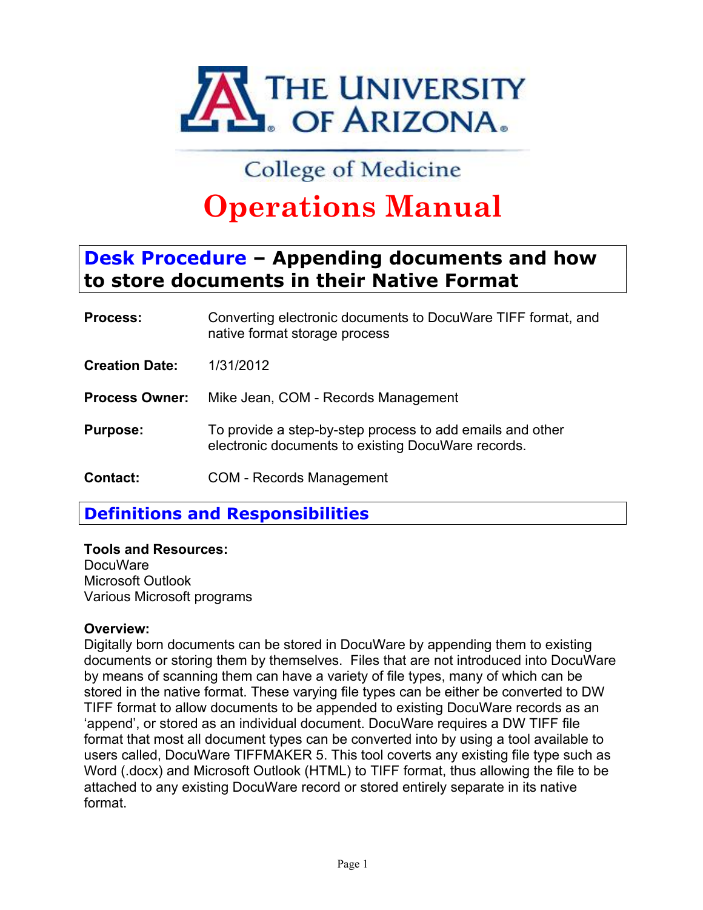THE UNIVERSITY OF ARIZONA

College of Medicine

# Operations Manual

## Desk Procedure – Appending documents and how to store documents in their Native Format

**Process:** Converting electronic documents to DocuWare TIFF format, and native format storage process

**Creation Date:** 1/31/2012

**Process Owner:** Mike Jean, COM - Records Management

**Purpose:** To provide a step-by-step process to add emails and other electronic documents to existing DocuWare records.

**Contact:** COM - Records Management

## Definitions and Responsibilities

**Tools and Resources:**
DocuWare
Microsoft Outlook
Various Microsoft programs

**Overview:**
Digitally born documents can be stored in DocuWare by appending them to existing documents or storing them by themselves. Files that are not introduced into DocuWare by means of scanning them can have a variety of file types, many of which can be stored in the native format. These varying file types can be either be converted to DW TIFF format to allow documents to be appended to existing DocuWare records as an 'append', or stored as an individual document. DocuWare requires a DW TIFF file format that most all document types can be converted into by using a tool available to users called, DocuWare TIFFMAKER 5. This tool coverts any existing file type such as Word (.docx) and Microsoft Outlook (HTML) to TIFF format, thus allowing the file to be attached to any existing DocuWare record or stored entirely separate in its native format.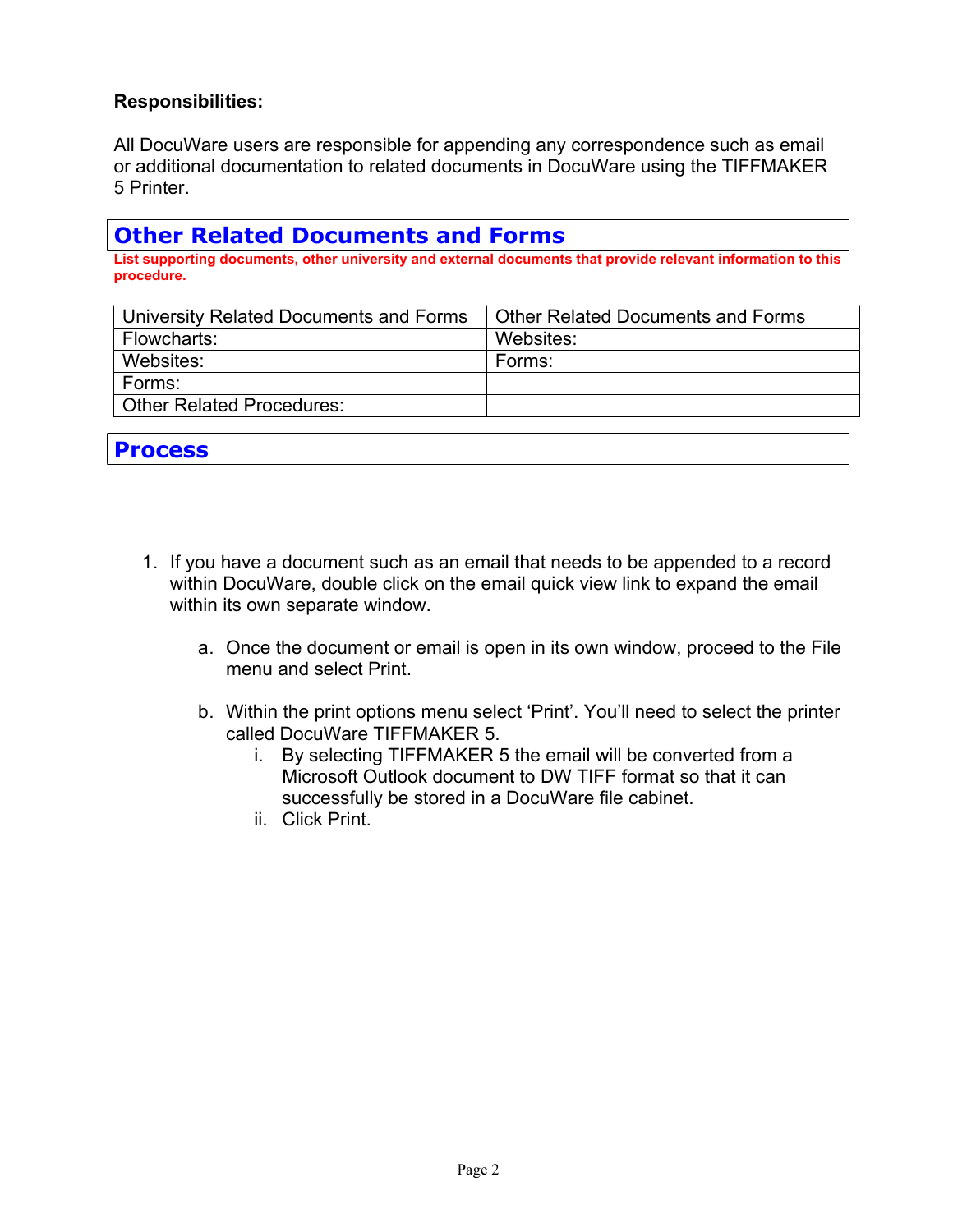**Responsibilities:**

All DocuWare users are responsible for appending any correspondence such as email or additional documentation to related documents in DocuWare using the TIFFMAKER 5 Printer.

## Other Related Documents and Forms

**List supporting documents, other university and external documents that provide relevant information to this procedure.**

| University Related Documents and Forms | Other Related Documents and Forms |
| --- | --- |
| Flowcharts: | Websites: |
| Websites: | Forms: |
| Forms: | |
| Other Related Procedures: | |

## Process

1. If you have a document such as an email that needs to be appended to a record within DocuWare, double click on the email quick view link to expand the email within its own separate window.

   a. Once the document or email is open in its own window, proceed to the File menu and select Print.

   b. Within the print options menu select 'Print'. You'll need to select the printer called DocuWare TIFFMAKER 5.
      i. By selecting TIFFMAKER 5 the email will be converted from a Microsoft Outlook document to DW TIFF format so that it can successfully be stored in a DocuWare file cabinet.
      ii. Click Print.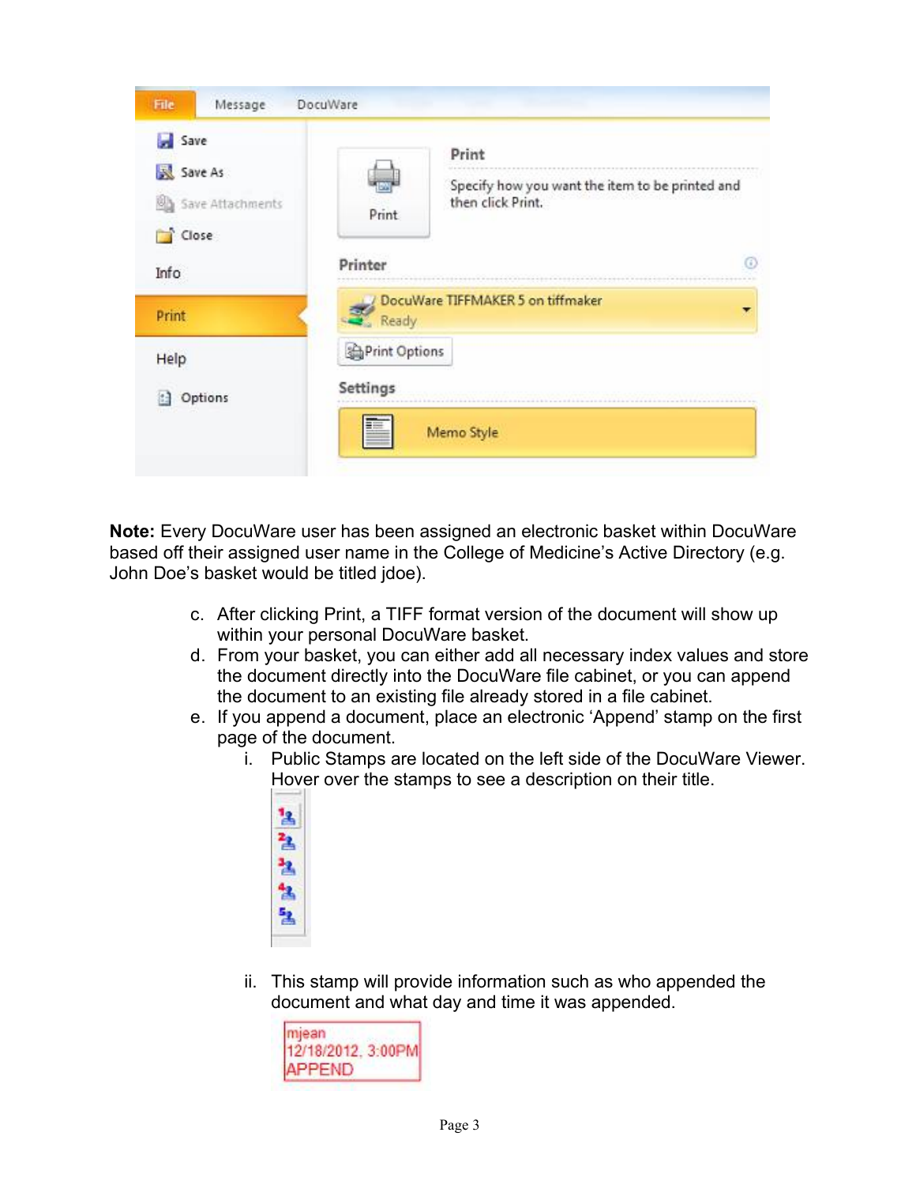**Note:** Every DocuWare user has been assigned an electronic basket within DocuWare based off their assigned user name in the College of Medicine's Active Directory (e.g. John Doe's basket would be titled jdoe).

c. After clicking Print, a TIFF format version of the document will show up within your personal DocuWare basket.

d. From your basket, you can either add all necessary index values and store the document directly into the DocuWare file cabinet, or you can append the document to an existing file already stored in a file cabinet.

e. If you append a document, place an electronic 'Append' stamp on the first page of the document.

   i. Public Stamps are located on the left side of the DocuWare Viewer. Hover over the stamps to see a description on their title.

   ii. This stamp will provide information such as who appended the document and what day and time it was appended.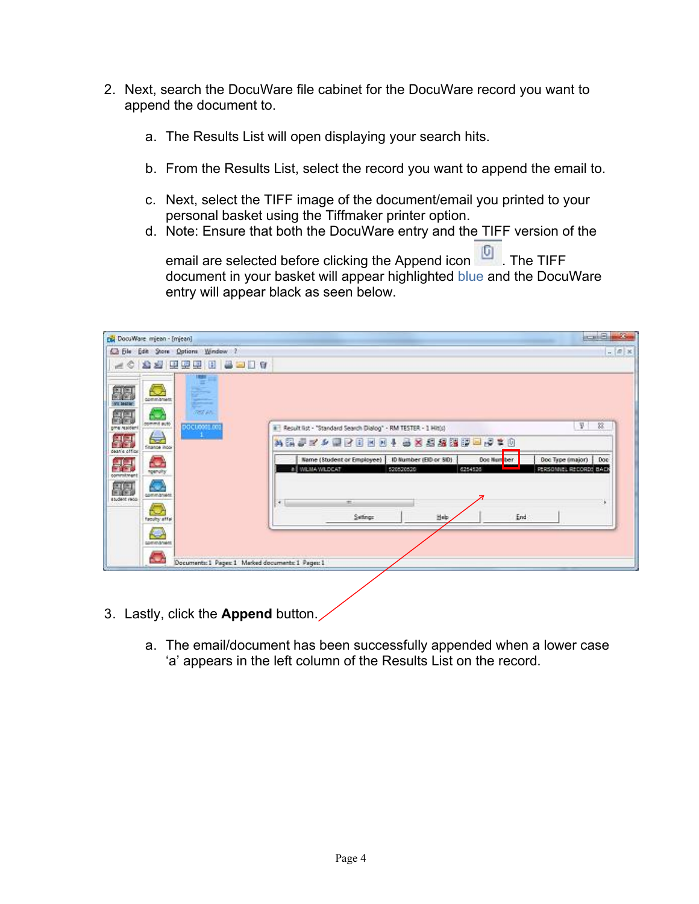2. Next, search the DocuWare file cabinet for the DocuWare record you want to append the document to.

   a. The Results List will open displaying your search hits.

   b. From the Results List, select the record you want to append the email to.

   c. Next, select the TIFF image of the document/email you printed to your personal basket using the Tiffmaker printer option.

   d. Note: Ensure that both the DocuWare entry and the TIFF version of the email are selected before clicking the Append icon. The TIFF document in your basket will appear highlighted blue and the DocuWare entry will appear black as seen below.

3. Lastly, click the **Append** button.

   a. The email/document has been successfully appended when a lower case 'a' appears in the left column of the Results List on the record.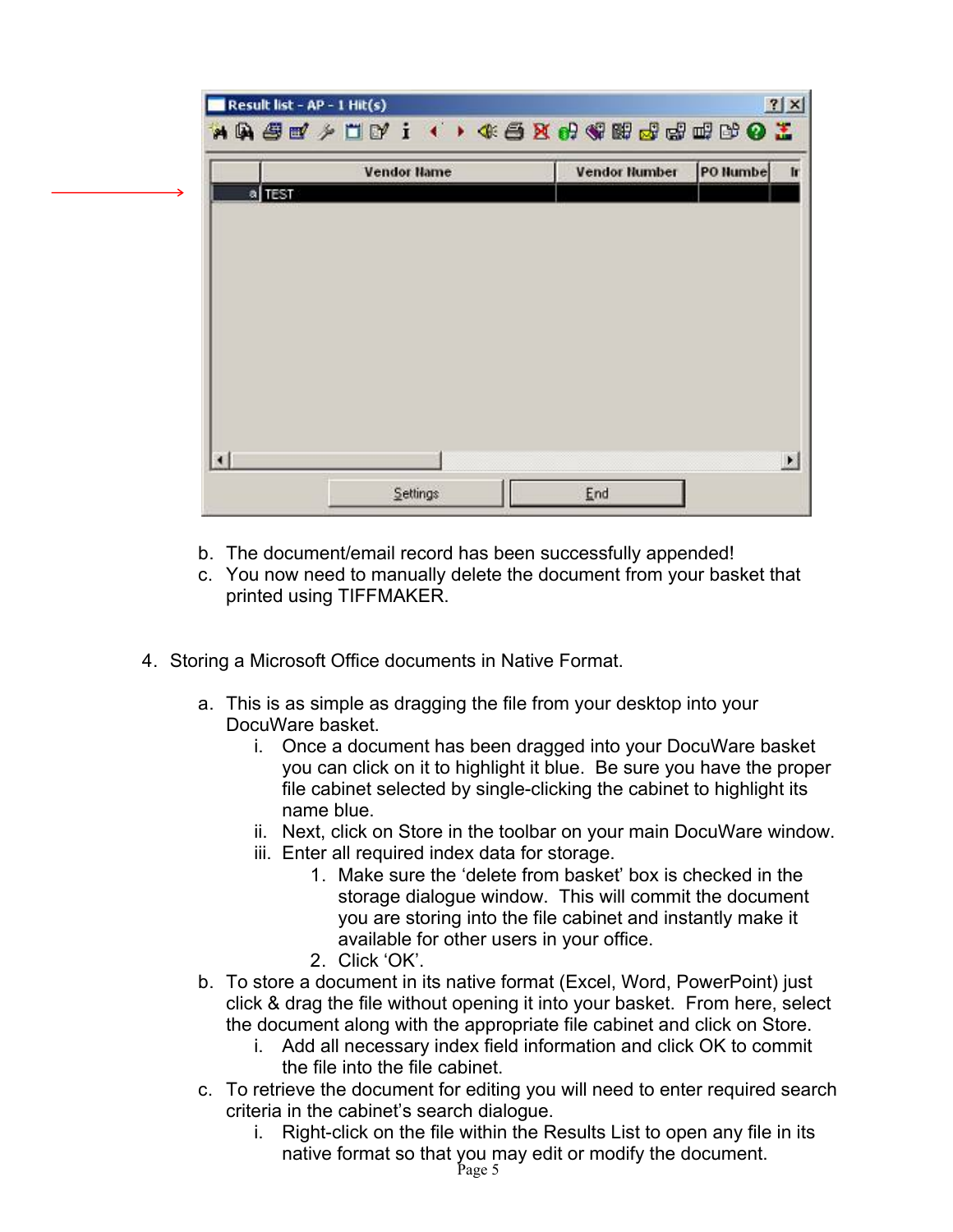b. The document/email record has been successfully appended!
c. You now need to manually delete the document from your basket that printed using TIFFMAKER.

4. Storing a Microsoft Office documents in Native Format.

   a. This is as simple as dragging the file from your desktop into your DocuWare basket.
      i. Once a document has been dragged into your DocuWare basket you can click on it to highlight it blue. Be sure you have the proper file cabinet selected by single-clicking the cabinet to highlight its name blue.
      ii. Next, click on Store in the toolbar on your main DocuWare window.
      iii. Enter all required index data for storage.
         1. Make sure the 'delete from basket' box is checked in the storage dialogue window. This will commit the document you are storing into the file cabinet and instantly make it available for other users in your office.
         2. Click 'OK'.
   b. To store a document in its native format (Excel, Word, PowerPoint) just click & drag the file without opening it into your basket. From here, select the document along with the appropriate file cabinet and click on Store.
      i. Add all necessary index field information and click OK to commit the file into the file cabinet.
   c. To retrieve the document for editing you will need to enter required search criteria in the cabinet's search dialogue.
      i. Right-click on the file within the Results List to open any file in its native format so that you may edit or modify the document.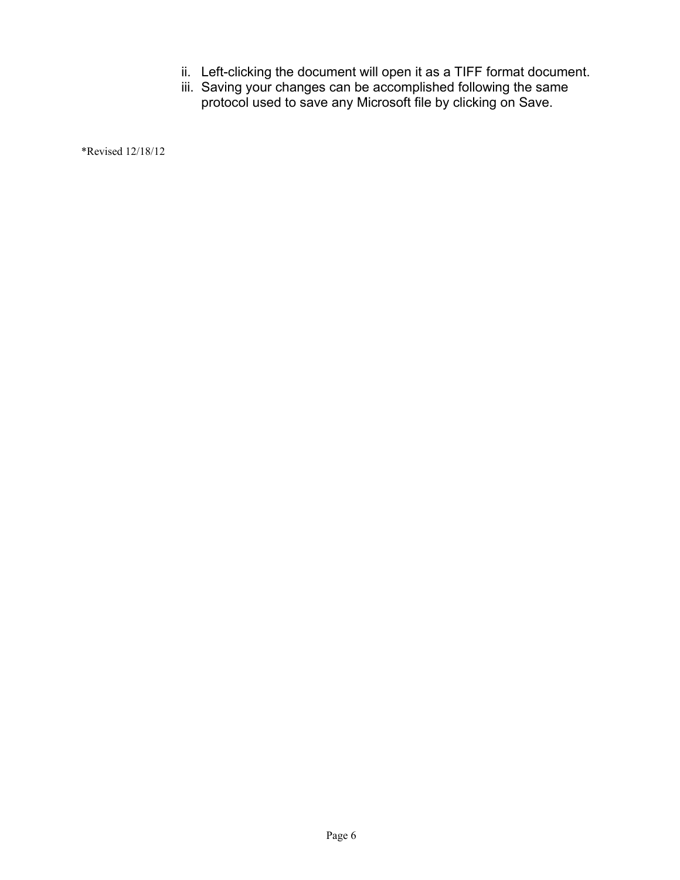ii. Left-clicking the document will open it as a TIFF format document.
iii. Saving your changes can be accomplished following the same protocol used to save any Microsoft file by clicking on Save.

*Revised 12/18/12